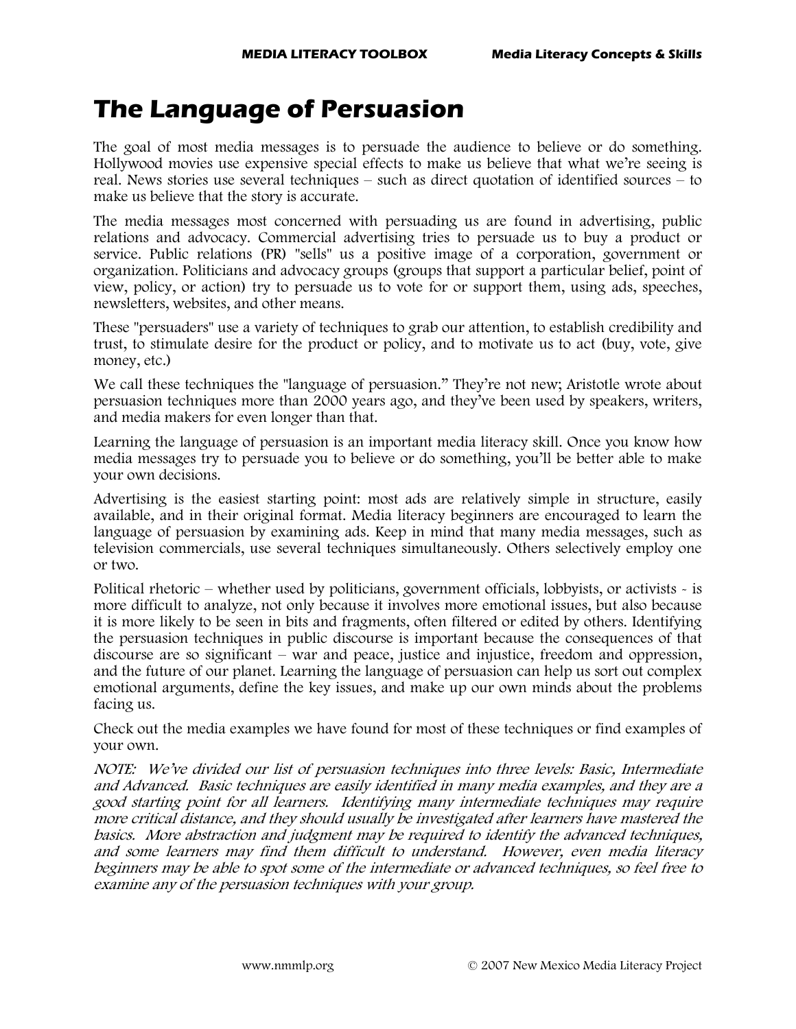# The Language of Persuasion

The goal of most media messages is to persuade the audience to believe or do something. Hollywood movies use expensive special effects to make us believe that what we're seeing is real. News stories use several techniques – such as direct quotation of identified sources – to make us believe that the story is accurate.

The media messages most concerned with persuading us are found in advertising, public relations and advocacy. Commercial advertising tries to persuade us to buy a product or service. Public relations (PR) "sells" us a positive image of a corporation, government or organization. Politicians and advocacy groups (groups that support a particular belief, point of view, policy, or action) try to persuade us to vote for or support them, using ads, speeches, newsletters, websites, and other means.

These "persuaders" use a variety of techniques to grab our attention, to establish credibility and trust, to stimulate desire for the product or policy, and to motivate us to act (buy, vote, give money, etc.)

We call these techniques the "language of persuasion." They're not new; Aristotle wrote about persuasion techniques more than 2000 years ago, and they've been used by speakers, writers, and media makers for even longer than that.

Learning the language of persuasion is an important media literacy skill. Once you know how media messages try to persuade you to believe or do something, you'll be better able to make your own decisions.

Advertising is the easiest starting point: most ads are relatively simple in structure, easily available, and in their original format. Media literacy beginners are encouraged to learn the language of persuasion by examining ads. Keep in mind that many media messages, such as television commercials, use several techniques simultaneously. Others selectively employ one or two.

Political rhetoric – whether used by politicians, government officials, lobbyists, or activists - is more difficult to analyze, not only because it involves more emotional issues, but also because it is more likely to be seen in bits and fragments, often filtered or edited by others. Identifying the persuasion techniques in public discourse is important because the consequences of that discourse are so significant – war and peace, justice and injustice, freedom and oppression, and the future of our planet. Learning the language of persuasion can help us sort out complex emotional arguments, define the key issues, and make up our own minds about the problems facing us.

Check out the media examples we have found for most of these techniques or find examples of your own.

*NOTE: We've divided our list of persuasion techniques into three levels: Basic, Intermediate and Advanced. Basic techniques are easily identified in many media examples, and they are a good starting point for all learners. Identifying many intermediate techniques may require more critical distance, and they should usually be investigated after learners have mastered the basics. More abstraction and judgment may be required to identify the advanced techniques, and some learners may find them difficult to understand. However, even media literacy beginners may be able to spot some of the intermediate or advanced techniques, so feel free to examine any of the persuasion techniques with your group.*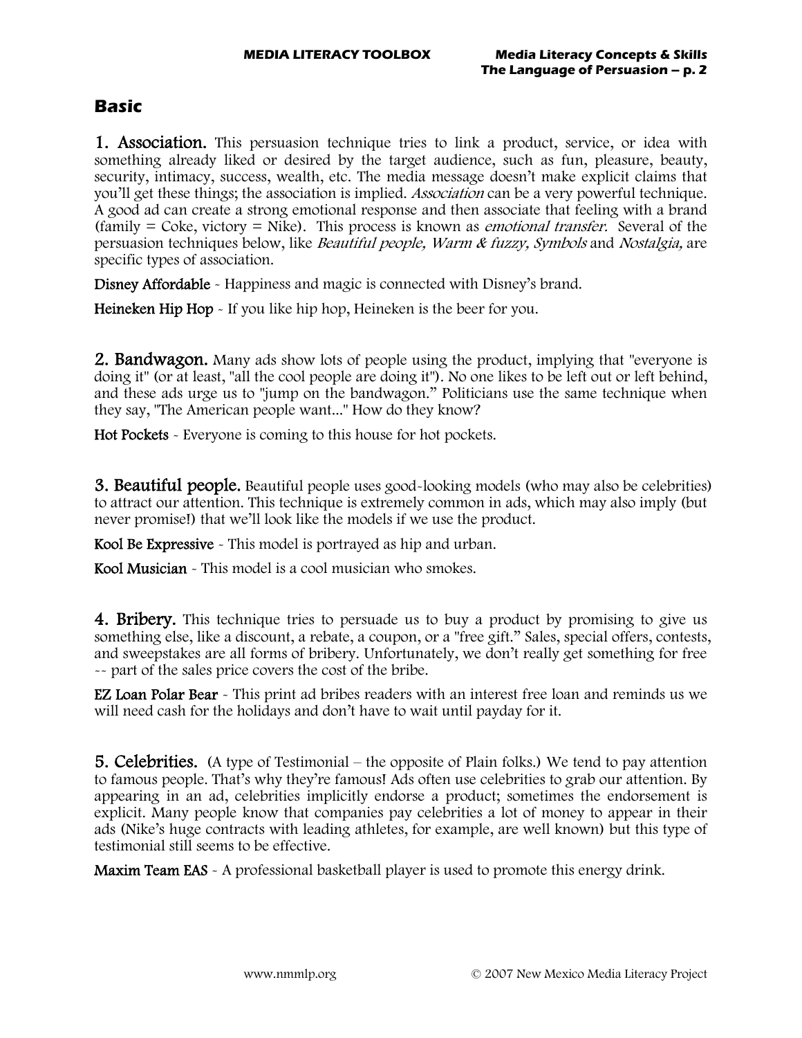## Basic

**1. Association.** This persuasion technique tries to link a product, service, or idea with something already liked or desired by the target audience, such as fun, pleasure, beauty, security, intimacy, success, wealth, etc. The media message doesn't make explicit claims that you'll get these things; the association is implied. *Association* can be a very powerful technique. A good ad can create a strong emotional response and then associate that feeling with a brand (family = Coke, victory = Nike). This process is known as *emotional transfer.* Several of the persuasion techniques below, like *Beautiful people, Warm & fuzzy, Symbols* and *Nostalgia,* are specific types of association.

**Disney Affordable** - Happiness and magic is connected with Disney's brand.

**Heineken Hip Hop** - If you like hip hop, Heineken is the beer for you.

**2. Bandwagon.** Many ads show lots of people using the product, implying that "everyone is doing it" (or at least, "all the cool people are doing it"). No one likes to be left out or left behind, and these ads urge us to "jump on the bandwagon." Politicians use the same technique when they say, "The American people want..." How do they know?

**Hot Pockets** - Everyone is coming to this house for hot pockets.

**3. Beautiful people.** Beautiful people uses good-looking models (who may also be celebrities) to attract our attention. This technique is extremely common in ads, which may also imply (but never promise!) that we'll look like the models if we use the product.

**Kool Be Expressive** - This model is portrayed as hip and urban.

**Kool Musician** - This model is a cool musician who smokes.

**4. Bribery.** This technique tries to persuade us to buy a product by promising to give us something else, like a discount, a rebate, a coupon, or a "free gift." Sales, special offers, contests, and sweepstakes are all forms of bribery. Unfortunately, we don't really get something for free -- part of the sales price covers the cost of the bribe.

**EZ Loan Polar Bear** - This print ad bribes readers with an interest free loan and reminds us we will need cash for the holidays and don't have to wait until payday for it.

**5. Celebrities.** (A type of Testimonial – the opposite of Plain folks.) We tend to pay attention to famous people. That's why they're famous! Ads often use celebrities to grab our attention. By appearing in an ad, celebrities implicitly endorse a product; sometimes the endorsement is explicit. Many people know that companies pay celebrities a lot of money to appear in their ads (Nike's huge contracts with leading athletes, for example, are well known) but this type of testimonial still seems to be effective.

**Maxim Team EAS** - A professional basketball player is used to promote this energy drink.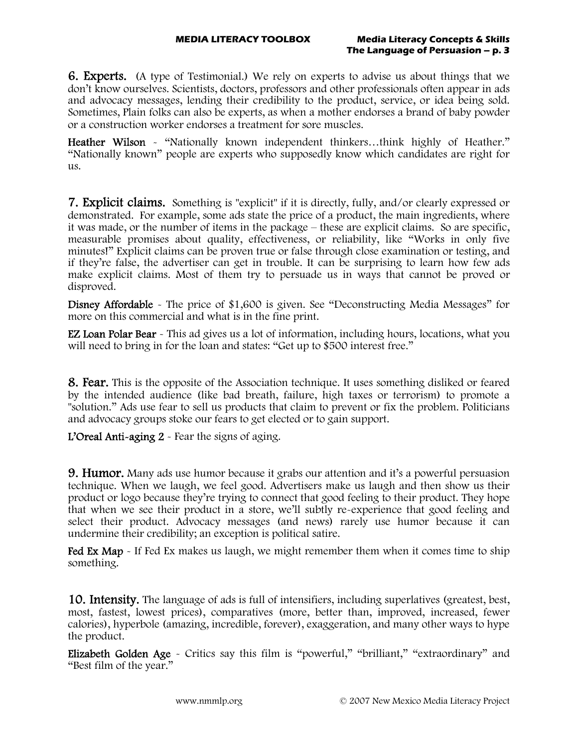**6. Experts.** (A type of Testimonial.) We rely on experts to advise us about things that we don't know ourselves. Scientists, doctors, professors and other professionals often appear in ads and advocacy messages, lending their credibility to the product, service, or idea being sold. Sometimes, Plain folks can also be experts, as when a mother endorses a brand of baby powder or a construction worker endorses a treatment for sore muscles.

**Heather Wilson** - "Nationally known independent thinkers…think highly of Heather." "Nationally known" people are experts who supposedly know which candidates are right for us.

**7. Explicit claims.** Something is "explicit" if it is directly, fully, and/or clearly expressed or demonstrated. For example, some ads state the price of a product, the main ingredients, where it was made, or the number of items in the package – these are explicit claims. So are specific, measurable promises about quality, effectiveness, or reliability, like "Works in only five minutes!" Explicit claims can be proven true or false through close examination or testing, and if they're false, the advertiser can get in trouble. It can be surprising to learn how few ads make explicit claims. Most of them try to persuade us in ways that cannot be proved or disproved.

**Disney Affordable** - The price of $1,600 is given. See "Deconstructing Media Messages" for more on this commercial and what is in the fine print.

**EZ Loan Polar Bear** - This ad gives us a lot of information, including hours, locations, what you will need to bring in for the loan and states: "Get up to $500 interest free."

**8. Fear.** This is the opposite of the Association technique. It uses something disliked or feared by the intended audience (like bad breath, failure, high taxes or terrorism) to promote a "solution." Ads use fear to sell us products that claim to prevent or fix the problem. Politicians and advocacy groups stoke our fears to get elected or to gain support.

**L'Oreal Anti-aging 2** - Fear the signs of aging.

**9. Humor.** Many ads use humor because it grabs our attention and it's a powerful persuasion technique. When we laugh, we feel good. Advertisers make us laugh and then show us their product or logo because they're trying to connect that good feeling to their product. They hope that when we see their product in a store, we'll subtly re-experience that good feeling and select their product. Advocacy messages (and news) rarely use humor because it can undermine their credibility; an exception is political satire.

**Fed Ex Map** - If Fed Ex makes us laugh, we might remember them when it comes time to ship something.

**10. Intensity.** The language of ads is full of intensifiers, including superlatives (greatest, best, most, fastest, lowest prices), comparatives (more, better than, improved, increased, fewer calories), hyperbole (amazing, incredible, forever), exaggeration, and many other ways to hype the product.

**Elizabeth Golden Age** - Critics say this film is "powerful," "brilliant," "extraordinary" and "Best film of the year."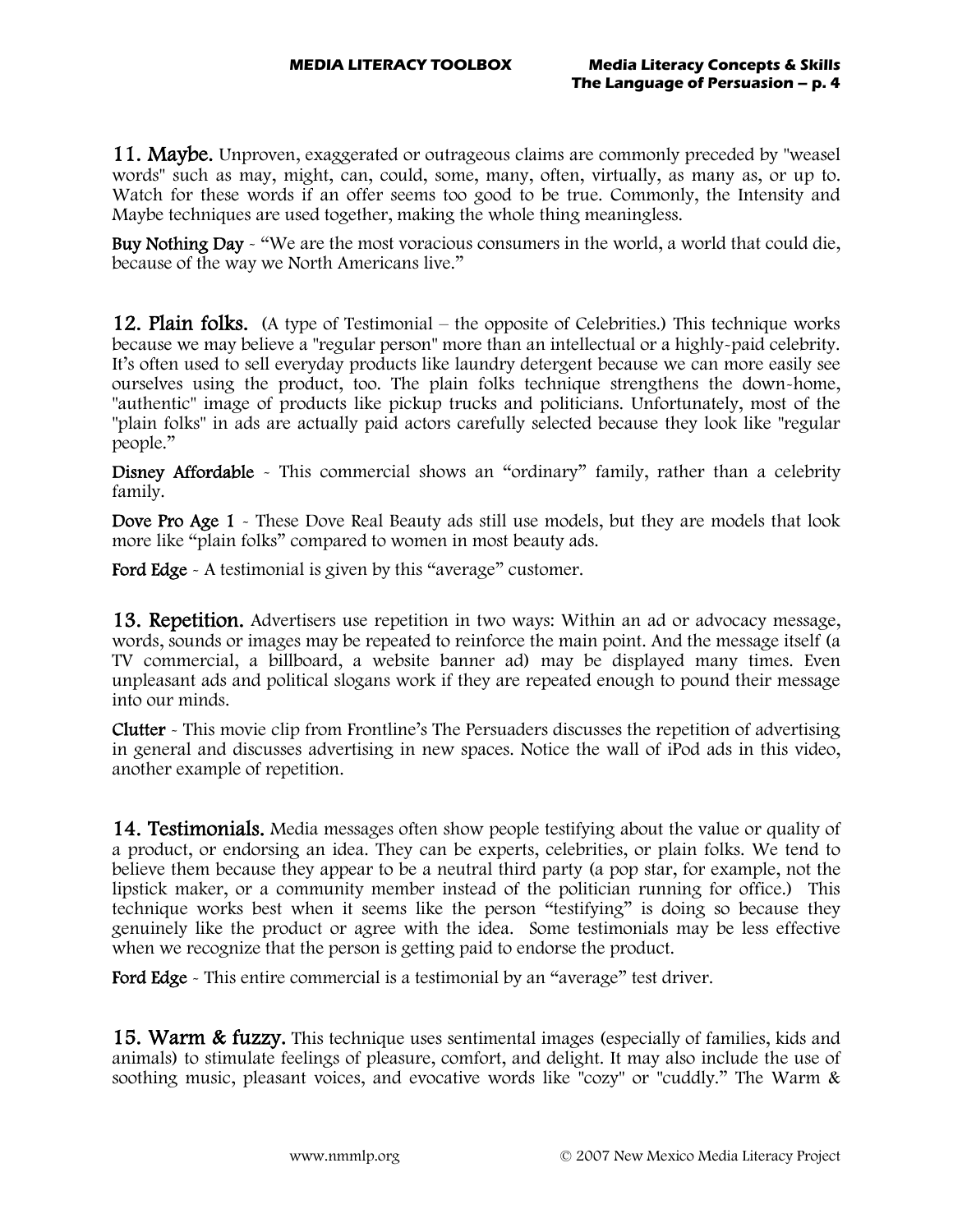**11. Maybe.** Unproven, exaggerated or outrageous claims are commonly preceded by "weasel words" such as may, might, can, could, some, many, often, virtually, as many as, or up to. Watch for these words if an offer seems too good to be true. Commonly, the Intensity and Maybe techniques are used together, making the whole thing meaningless.

**Buy Nothing Day** - "We are the most voracious consumers in the world, a world that could die, because of the way we North Americans live."

**12. Plain folks.** (A type of Testimonial – the opposite of Celebrities.) This technique works because we may believe a "regular person" more than an intellectual or a highly-paid celebrity. It's often used to sell everyday products like laundry detergent because we can more easily see ourselves using the product, too. The plain folks technique strengthens the down-home, "authentic" image of products like pickup trucks and politicians. Unfortunately, most of the "plain folks" in ads are actually paid actors carefully selected because they look like "regular people."

**Disney Affordable** - This commercial shows an "ordinary" family, rather than a celebrity family.

**Dove Pro Age 1** - These Dove Real Beauty ads still use models, but they are models that look more like "plain folks" compared to women in most beauty ads.

**Ford Edge** - A testimonial is given by this "average" customer.

**13. Repetition.** Advertisers use repetition in two ways: Within an ad or advocacy message, words, sounds or images may be repeated to reinforce the main point. And the message itself (a TV commercial, a billboard, a website banner ad) may be displayed many times. Even unpleasant ads and political slogans work if they are repeated enough to pound their message into our minds.

**Clutter** - This movie clip from Frontline's The Persuaders discusses the repetition of advertising in general and discusses advertising in new spaces. Notice the wall of iPod ads in this video, another example of repetition.

**14. Testimonials.** Media messages often show people testifying about the value or quality of a product, or endorsing an idea. They can be experts, celebrities, or plain folks. We tend to believe them because they appear to be a neutral third party (a pop star, for example, not the lipstick maker, or a community member instead of the politician running for office.) This technique works best when it seems like the person "testifying" is doing so because they genuinely like the product or agree with the idea. Some testimonials may be less effective when we recognize that the person is getting paid to endorse the product.

**Ford Edge** - This entire commercial is a testimonial by an "average" test driver.

**15. Warm & fuzzy.** This technique uses sentimental images (especially of families, kids and animals) to stimulate feelings of pleasure, comfort, and delight. It may also include the use of soothing music, pleasant voices, and evocative words like "cozy" or "cuddly." The Warm &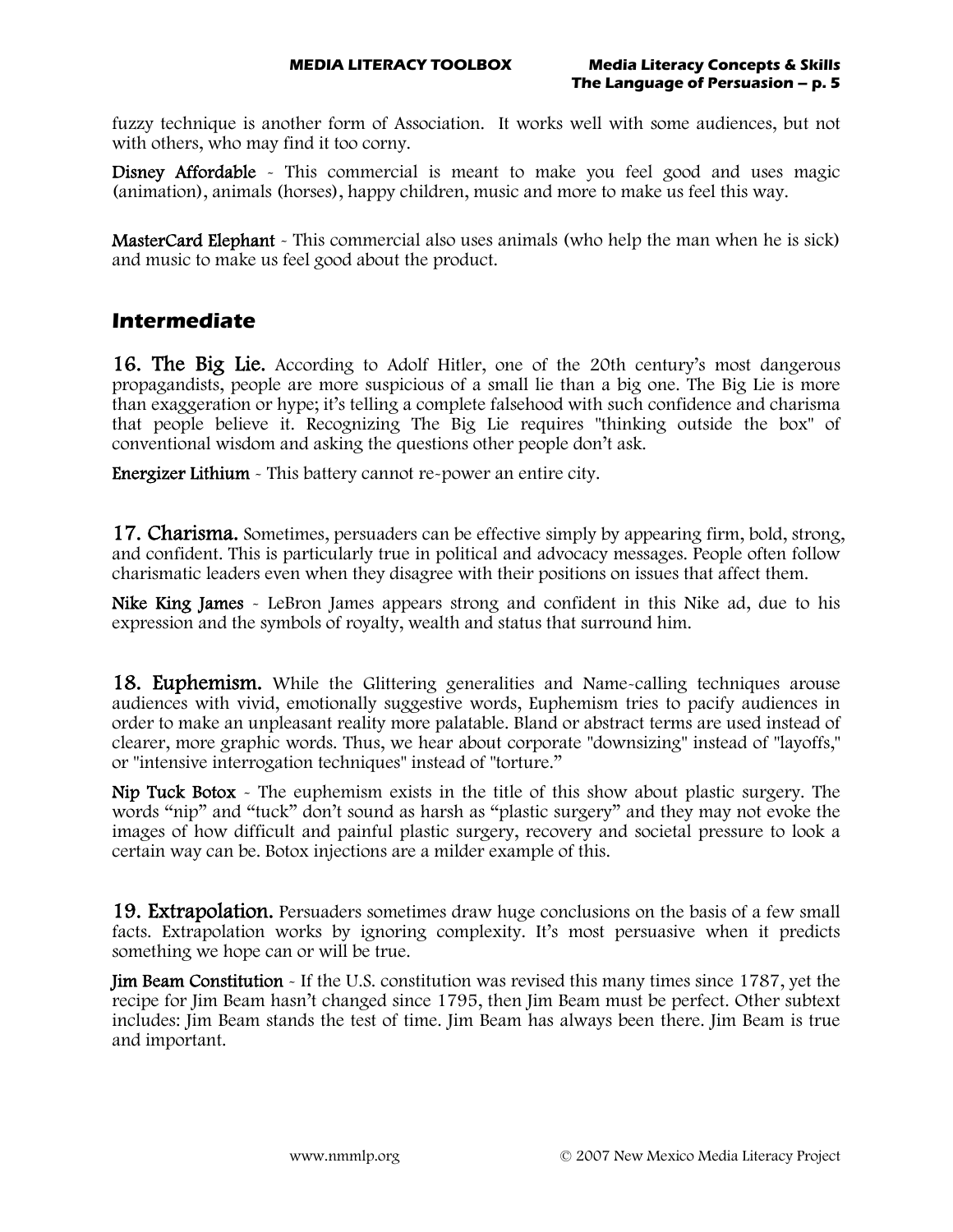fuzzy technique is another form of Association. It works well with some audiences, but not with others, who may find it too corny.

**Disney Affordable** - This commercial is meant to make you feel good and uses magic (animation), animals (horses), happy children, music and more to make us feel this way.

**MasterCard Elephant** - This commercial also uses animals (who help the man when he is sick) and music to make us feel good about the product.

## Intermediate

**16. The Big Lie.** According to Adolf Hitler, one of the 20th century's most dangerous propagandists, people are more suspicious of a small lie than a big one. The Big Lie is more than exaggeration or hype; it's telling a complete falsehood with such confidence and charisma that people believe it. Recognizing The Big Lie requires "thinking outside the box" of conventional wisdom and asking the questions other people don't ask.

**Energizer Lithium** - This battery cannot re-power an entire city.

**17. Charisma.** Sometimes, persuaders can be effective simply by appearing firm, bold, strong, and confident. This is particularly true in political and advocacy messages. People often follow charismatic leaders even when they disagree with their positions on issues that affect them.

**Nike King James** - LeBron James appears strong and confident in this Nike ad, due to his expression and the symbols of royalty, wealth and status that surround him.

**18. Euphemism.** While the Glittering generalities and Name-calling techniques arouse audiences with vivid, emotionally suggestive words, Euphemism tries to pacify audiences in order to make an unpleasant reality more palatable. Bland or abstract terms are used instead of clearer, more graphic words. Thus, we hear about corporate "downsizing" instead of "layoffs," or "intensive interrogation techniques" instead of "torture."

**Nip Tuck Botox** - The euphemism exists in the title of this show about plastic surgery. The words "nip" and "tuck" don't sound as harsh as "plastic surgery" and they may not evoke the images of how difficult and painful plastic surgery, recovery and societal pressure to look a certain way can be. Botox injections are a milder example of this.

**19. Extrapolation.** Persuaders sometimes draw huge conclusions on the basis of a few small facts. Extrapolation works by ignoring complexity. It's most persuasive when it predicts something we hope can or will be true.

**Jim Beam Constitution** - If the U.S. constitution was revised this many times since 1787, yet the recipe for Jim Beam hasn't changed since 1795, then Jim Beam must be perfect. Other subtext includes: Jim Beam stands the test of time. Jim Beam has always been there. Jim Beam is true and important.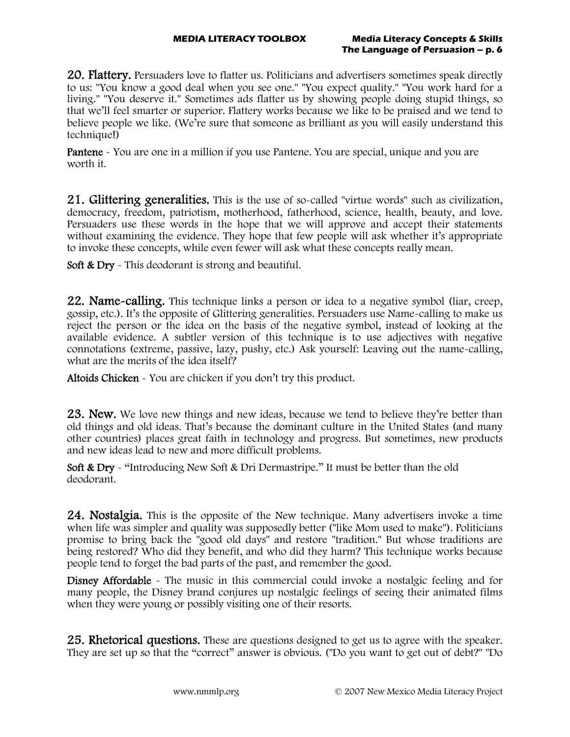**20. Flattery.** Persuaders love to flatter us. Politicians and advertisers sometimes speak directly to us: "You know a good deal when you see one." "You expect quality." "You work hard for a living." "You deserve it." Sometimes ads flatter us by showing people doing stupid things, so that we'll feel smarter or superior. Flattery works because we like to be praised and we tend to believe people we like. (We're sure that someone as brilliant as you will easily understand this technique!)

**Pantene** - You are one in a million if you use Pantene. You are special, unique and you are worth it.

**21. Glittering generalities.** This is the use of so-called "virtue words" such as civilization, democracy, freedom, patriotism, motherhood, fatherhood, science, health, beauty, and love. Persuaders use these words in the hope that we will approve and accept their statements without examining the evidence. They hope that few people will ask whether it's appropriate to invoke these concepts, while even fewer will ask what these concepts really mean.

**Soft & Dry** - This deodorant is strong and beautiful.

**22. Name-calling.** This technique links a person or idea to a negative symbol (liar, creep, gossip, etc.). It's the opposite of Glittering generalities. Persuaders use Name-calling to make us reject the person or the idea on the basis of the negative symbol, instead of looking at the available evidence. A subtler version of this technique is to use adjectives with negative connotations (extreme, passive, lazy, pushy, etc.) Ask yourself: Leaving out the name-calling, what are the merits of the idea itself?

**Altoids Chicken** - You are chicken if you don't try this product.

**23. New.** We love new things and new ideas, because we tend to believe they're better than old things and old ideas. That's because the dominant culture in the United States (and many other countries) places great faith in technology and progress. But sometimes, new products and new ideas lead to new and more difficult problems.

**Soft & Dry** - "Introducing New Soft & Dri Dermastripe." It must be better than the old deodorant.

**24. Nostalgia.** This is the opposite of the New technique. Many advertisers invoke a time when life was simpler and quality was supposedly better ("like Mom used to make"). Politicians promise to bring back the "good old days" and restore "tradition." But whose traditions are being restored? Who did they benefit, and who did they harm? This technique works because people tend to forget the bad parts of the past, and remember the good.

**Disney Affordable** - The music in this commercial could invoke a nostalgic feeling and for many people, the Disney brand conjures up nostalgic feelings of seeing their animated films when they were young or possibly visiting one of their resorts.

**25. Rhetorical questions.** These are questions designed to get us to agree with the speaker. They are set up so that the "correct" answer is obvious. ("Do you want to get out of debt?" "Do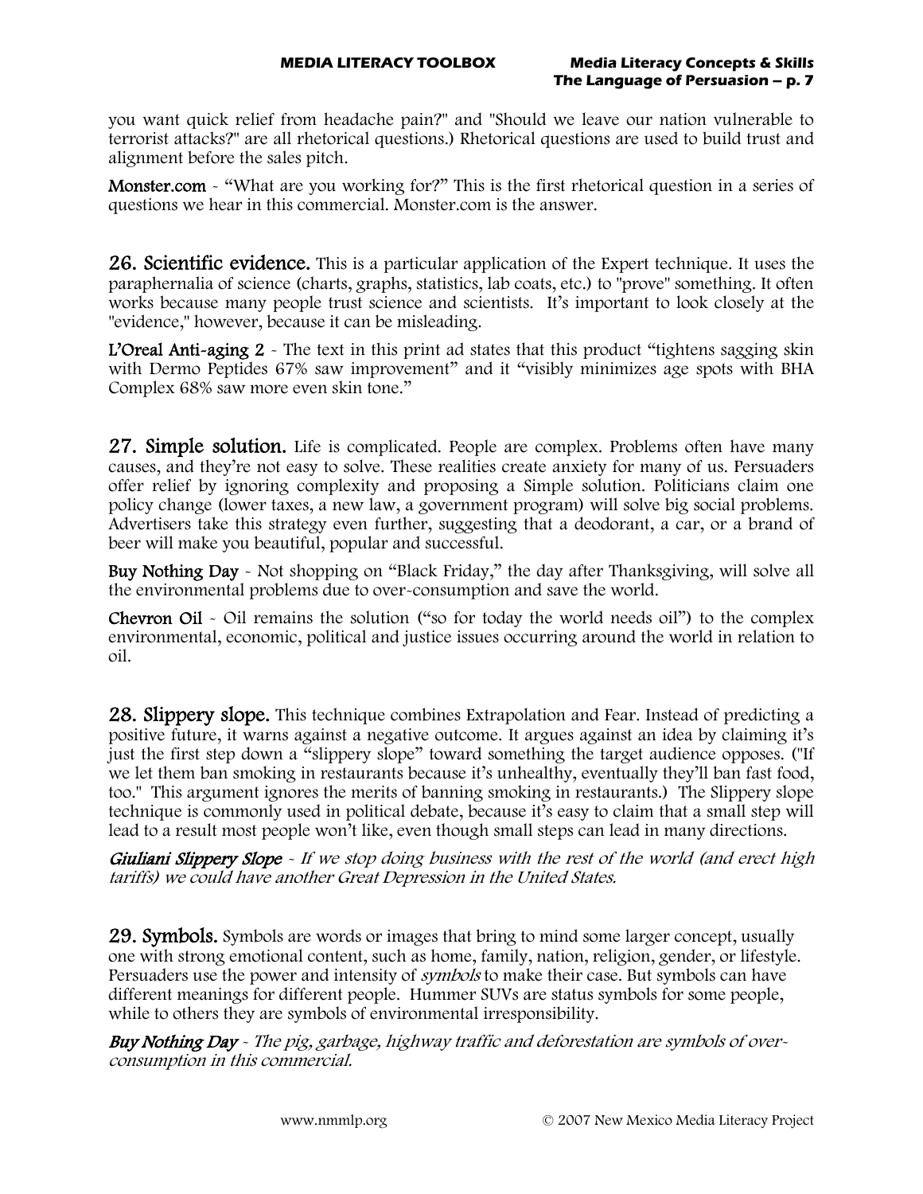you want quick relief from headache pain?" and "Should we leave our nation vulnerable to terrorist attacks?" are all rhetorical questions.) Rhetorical questions are used to build trust and alignment before the sales pitch.

**Monster.com** - "What are you working for?" This is the first rhetorical question in a series of questions we hear in this commercial. Monster.com is the answer.

**26. Scientific evidence.** This is a particular application of the Expert technique. It uses the paraphernalia of science (charts, graphs, statistics, lab coats, etc.) to "prove" something. It often works because many people trust science and scientists. It's important to look closely at the "evidence," however, because it can be misleading.

**L'Oreal Anti-aging 2** - The text in this print ad states that this product "tightens sagging skin with Dermo Peptides 67% saw improvement" and it "visibly minimizes age spots with BHA Complex 68% saw more even skin tone."

**27. Simple solution.** Life is complicated. People are complex. Problems often have many causes, and they're not easy to solve. These realities create anxiety for many of us. Persuaders offer relief by ignoring complexity and proposing a Simple solution. Politicians claim one policy change (lower taxes, a new law, a government program) will solve big social problems. Advertisers take this strategy even further, suggesting that a deodorant, a car, or a brand of beer will make you beautiful, popular and successful.

**Buy Nothing Day** - Not shopping on "Black Friday," the day after Thanksgiving, will solve all the environmental problems due to over-consumption and save the world.

**Chevron Oil** - Oil remains the solution ("so for today the world needs oil") to the complex environmental, economic, political and justice issues occurring around the world in relation to oil.

**28. Slippery slope.** This technique combines Extrapolation and Fear. Instead of predicting a positive future, it warns against a negative outcome. It argues against an idea by claiming it's just the first step down a "slippery slope" toward something the target audience opposes. ("If we let them ban smoking in restaurants because it's unhealthy, eventually they'll ban fast food, too." This argument ignores the merits of banning smoking in restaurants.) The Slippery slope technique is commonly used in political debate, because it's easy to claim that a small step will lead to a result most people won't like, even though small steps can lead in many directions.

***Giuliani Slippery Slope*** - *If we stop doing business with the rest of the world (and erect high tariffs) we could have another Great Depression in the United States.*

**29. Symbols.** Symbols are words or images that bring to mind some larger concept, usually one with strong emotional content, such as home, family, nation, religion, gender, or lifestyle. Persuaders use the power and intensity of *symbols* to make their case. But symbols can have different meanings for different people. Hummer SUVs are status symbols for some people, while to others they are symbols of environmental irresponsibility.

***Buy Nothing Day*** - *The pig, garbage, highway traffic and deforestation are symbols of over-consumption in this commercial.*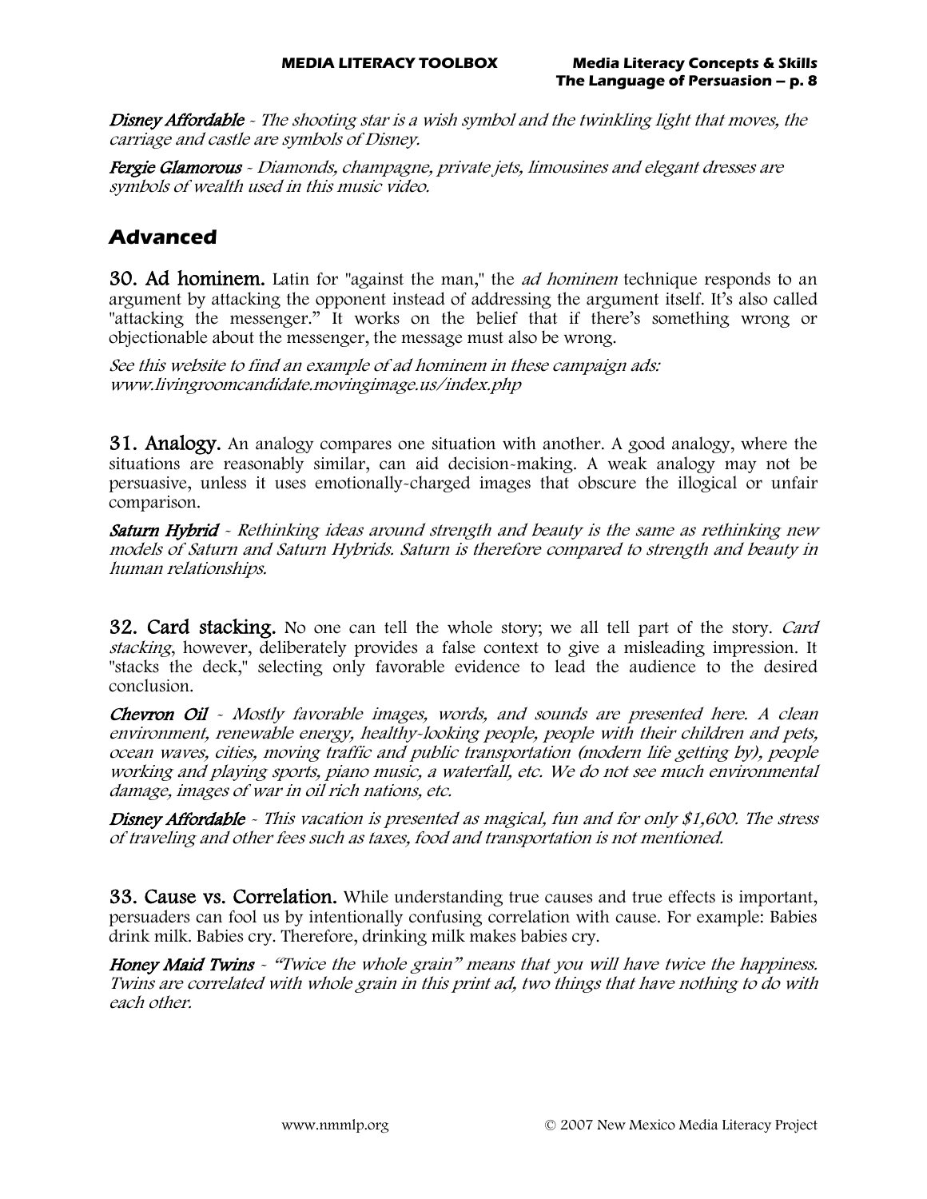***Disney Affordable*** - *The shooting star is a wish symbol and the twinkling light that moves, the carriage and castle are symbols of Disney.*

***Fergie Glamorous*** - *Diamonds, champagne, private jets, limousines and elegant dresses are symbols of wealth used in this music video.*

## Advanced

**30. Ad hominem.** Latin for "against the man," the *ad hominem* technique responds to an argument by attacking the opponent instead of addressing the argument itself. It's also called "attacking the messenger." It works on the belief that if there's something wrong or objectionable about the messenger, the message must also be wrong.

*See this website to find an example of ad hominem in these campaign ads: www.livingroomcandidate.movingimage.us/index.php*

**31. Analogy.** An analogy compares one situation with another. A good analogy, where the situations are reasonably similar, can aid decision-making. A weak analogy may not be persuasive, unless it uses emotionally-charged images that obscure the illogical or unfair comparison.

***Saturn Hybrid*** - *Rethinking ideas around strength and beauty is the same as rethinking new models of Saturn and Saturn Hybrids. Saturn is therefore compared to strength and beauty in human relationships.*

**32. Card stacking.** No one can tell the whole story; we all tell part of the story. *Card stacking*, however, deliberately provides a false context to give a misleading impression. It "stacks the deck," selecting only favorable evidence to lead the audience to the desired conclusion.

***Chevron Oil*** - *Mostly favorable images, words, and sounds are presented here. A clean environment, renewable energy, healthy-looking people, people with their children and pets, ocean waves, cities, moving traffic and public transportation (modern life getting by), people working and playing sports, piano music, a waterfall, etc. We do not see much environmental damage, images of war in oil rich nations, etc.*

***Disney Affordable*** - *This vacation is presented as magical, fun and for only $1,600. The stress of traveling and other fees such as taxes, food and transportation is not mentioned.*

**33. Cause vs. Correlation.** While understanding true causes and true effects is important, persuaders can fool us by intentionally confusing correlation with cause. For example: Babies drink milk. Babies cry. Therefore, drinking milk makes babies cry.

***Honey Maid Twins*** - *"Twice the whole grain" means that you will have twice the happiness. Twins are correlated with whole grain in this print ad, two things that have nothing to do with each other.*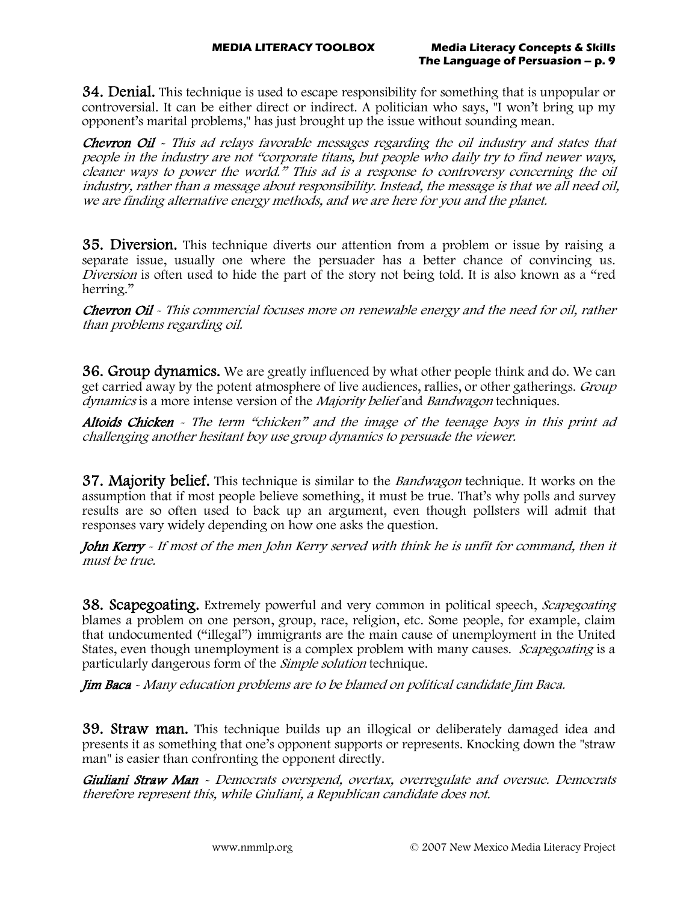**34. Denial.** This technique is used to escape responsibility for something that is unpopular or controversial. It can be either direct or indirect. A politician who says, "I won't bring up my opponent's marital problems," has just brought up the issue without sounding mean.

***Chevron Oil*** *- This ad relays favorable messages regarding the oil industry and states that people in the industry are not "corporate titans, but people who daily try to find newer ways, cleaner ways to power the world." This ad is a response to controversy concerning the oil industry, rather than a message about responsibility. Instead, the message is that we all need oil, we are finding alternative energy methods, and we are here for you and the planet.*

**35. Diversion.** This technique diverts our attention from a problem or issue by raising a separate issue, usually one where the persuader has a better chance of convincing us. *Diversion* is often used to hide the part of the story not being told. It is also known as a "red herring."

***Chevron Oil*** *- This commercial focuses more on renewable energy and the need for oil, rather than problems regarding oil.*

**36. Group dynamics.** We are greatly influenced by what other people think and do. We can get carried away by the potent atmosphere of live audiences, rallies, or other gatherings. *Group dynamics* is a more intense version of the *Majority belief* and *Bandwagon* techniques.

***Altoids Chicken*** *- The term "chicken" and the image of the teenage boys in this print ad challenging another hesitant boy use group dynamics to persuade the viewer.*

**37. Majority belief.** This technique is similar to the *Bandwagon* technique. It works on the assumption that if most people believe something, it must be true. That's why polls and survey results are so often used to back up an argument, even though pollsters will admit that responses vary widely depending on how one asks the question.

***John Kerry*** *- If most of the men John Kerry served with think he is unfit for command, then it must be true.*

**38. Scapegoating.** Extremely powerful and very common in political speech, *Scapegoating* blames a problem on one person, group, race, religion, etc. Some people, for example, claim that undocumented ("illegal") immigrants are the main cause of unemployment in the United States, even though unemployment is a complex problem with many causes. *Scapegoating* is a particularly dangerous form of the *Simple solution* technique.

***Jim Baca*** *- Many education problems are to be blamed on political candidate Jim Baca.*

**39. Straw man.** This technique builds up an illogical or deliberately damaged idea and presents it as something that one's opponent supports or represents. Knocking down the "straw man" is easier than confronting the opponent directly.

***Giuliani Straw Man*** *- Democrats overspend, overtax, overregulate and oversue. Democrats therefore represent this, while Giuliani, a Republican candidate does not.*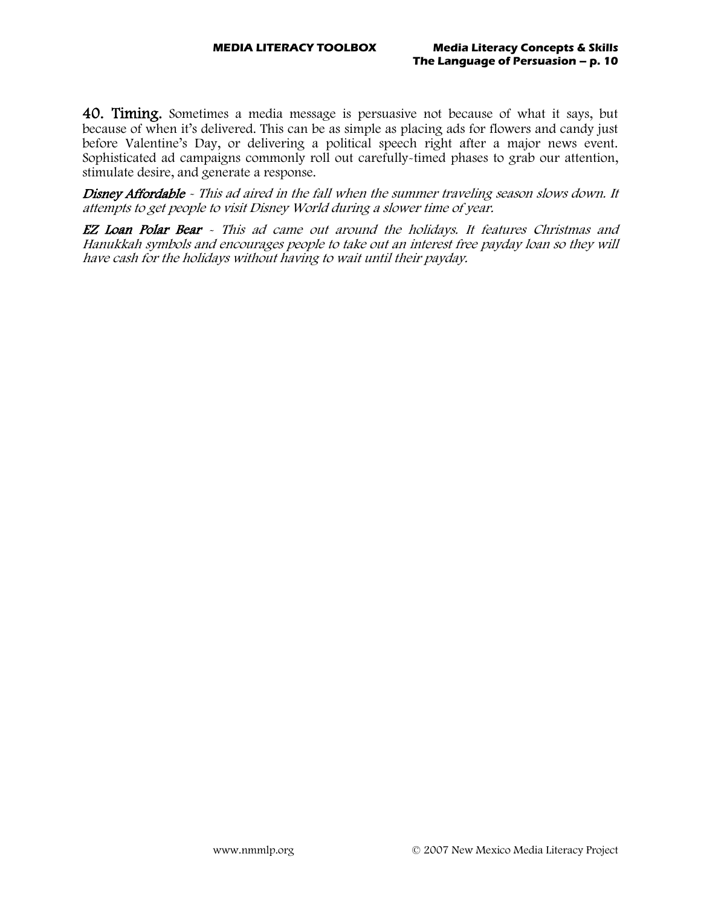**40. Timing.** Sometimes a media message is persuasive not because of what it says, but because of when it's delivered. This can be as simple as placing ads for flowers and candy just before Valentine's Day, or delivering a political speech right after a major news event. Sophisticated ad campaigns commonly roll out carefully-timed phases to grab our attention, stimulate desire, and generate a response.

***Disney Affordable*** *- This ad aired in the fall when the summer traveling season slows down. It attempts to get people to visit Disney World during a slower time of year.*

***EZ Loan Polar Bear*** *- This ad came out around the holidays. It features Christmas and Hanukkah symbols and encourages people to take out an interest free payday loan so they will have cash for the holidays without having to wait until their payday.*